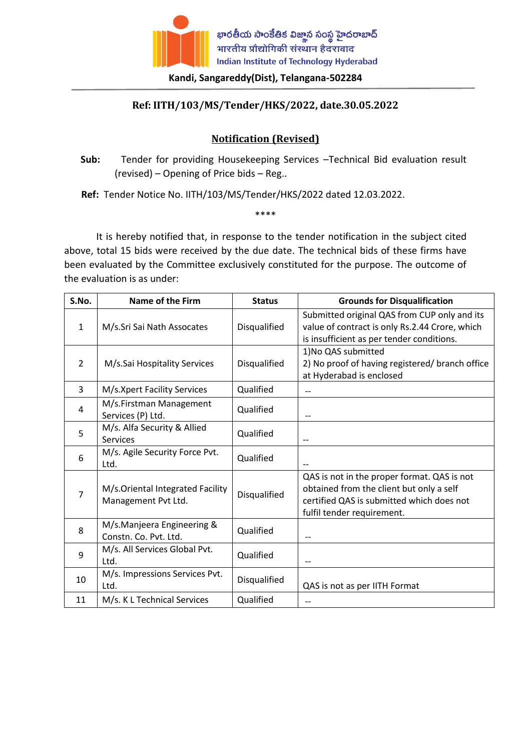భారతీయ సాంకేతిక విజ్ఞాన సంస్థ హైదరాబాద్
भारतीय प्रौद्योगिकी संस्थान हैदराबाद
Indian Institute of Technology Hyderabad

**Kandi, Sangareddy(Dist), Telangana-502284**

**Ref: IITH/103/MS/Tender/HKS/2022, date.30.05.2022**

## Notification (Revised)

**Sub:** Tender for providing Housekeeping Services –Technical Bid evaluation result (revised) – Opening of Price bids – Reg..

**Ref:** Tender Notice No. IITH/103/MS/Tender/HKS/2022 dated 12.03.2022.

****

It is hereby notified that, in response to the tender notification in the subject cited above, total 15 bids were received by the due date. The technical bids of these firms have been evaluated by the Committee exclusively constituted for the purpose. The outcome of the evaluation is as under:

| S.No. | Name of the Firm | Status | Grounds for Disqualification |
|---|---|---|---|
| 1 | M/s.Sri Sai Nath Assocates | Disqualified | Submitted original QAS from CUP only and its value of contract is only Rs.2.44 Crore, which is insufficient as per tender conditions. |
| 2 | M/s.Sai Hospitality Services | Disqualified | 1)No QAS submitted<br>2) No proof of having registered/ branch office at Hyderabad is enclosed |
| 3 | M/s.Xpert Facility Services | Qualified | -- |
| 4 | M/s.Firstman Management Services (P) Ltd. | Qualified | -- |
| 5 | M/s. Alfa Security & Allied Services | Qualified | -- |
| 6 | M/s. Agile Security Force Pvt. Ltd. | Qualified | -- |
| 7 | M/s.Oriental Integrated Facility Management Pvt Ltd. | Disqualified | QAS is not in the proper format. QAS is not obtained from the client but only a self certified QAS is submitted which does not fulfil tender requirement. |
| 8 | M/s.Manjeera Engineering & Constn. Co. Pvt. Ltd. | Qualified | -- |
| 9 | M/s. All Services Global Pvt. Ltd. | Qualified | -- |
| 10 | M/s. Impressions Services Pvt. Ltd. | Disqualified | QAS is not as per IITH Format |
| 11 | M/s. K L Technical Services | Qualified | -- |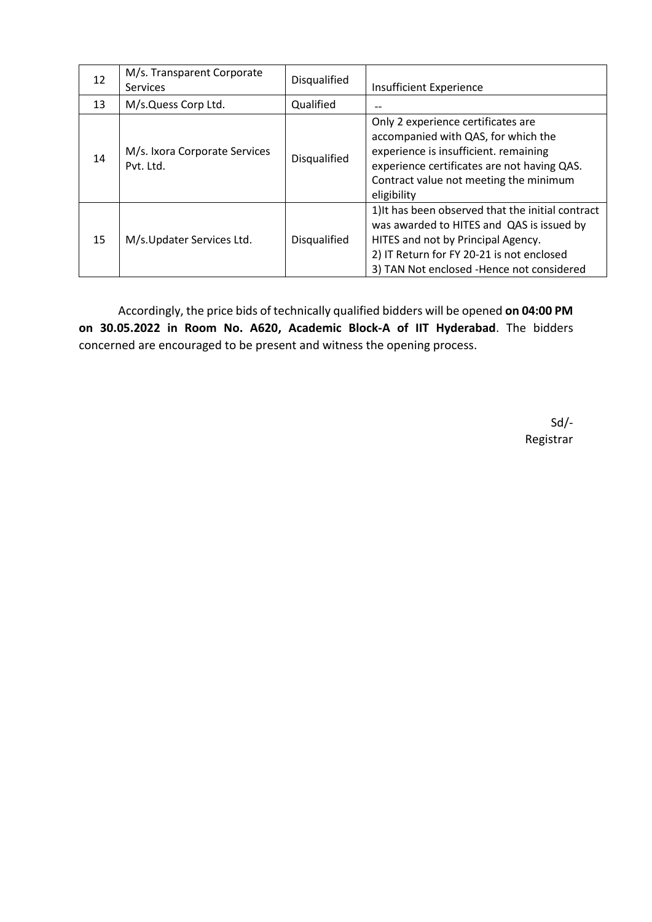| | | | |
|---|---|---|---|
| 12 | M/s. Transparent Corporate Services | Disqualified | Insufficient Experience |
| 13 | M/s.Quess Corp Ltd. | Qualified | -- |
| 14 | M/s. Ixora Corporate Services Pvt. Ltd. | Disqualified | Only 2 experience certificates are accompanied with QAS, for which the experience is insufficient. remaining experience certificates are not having QAS. Contract value not meeting the minimum eligibility |
| 15 | M/s.Updater Services Ltd. | Disqualified | 1)It has been observed that the initial contract was awarded to HITES and QAS is issued by HITES and not by Principal Agency.<br>2) IT Return for FY 20-21 is not enclosed<br>3) TAN Not enclosed -Hence not considered |

Accordingly, the price bids of technically qualified bidders will be opened **on 04:00 PM on 30.05.2022 in Room No. A620, Academic Block-A of IIT Hyderabad**. The bidders concerned are encouraged to be present and witness the opening process.

Sd/-
Registrar